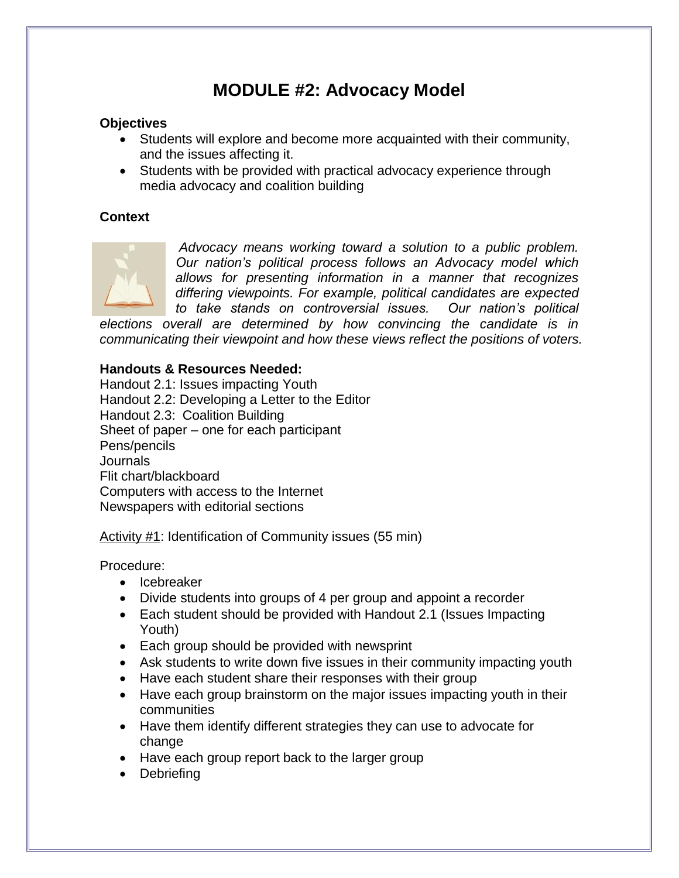# MODULE #2: Advocacy Model

**Objectives**

- Students will explore and become more acquainted with their community, and the issues affecting it.
- Students with be provided with practical advocacy experience through media advocacy and coalition building

**Context**

*Advocacy means working toward a solution to a public problem. Our nation's political process follows an Advocacy model which allows for presenting information in a manner that recognizes differing viewpoints. For example, political candidates are expected to take stands on controversial issues. Our nation's political elections overall are determined by how convincing the candidate is in communicating their viewpoint and how these views reflect the positions of voters.*

**Handouts & Resources Needed:**

Handout 2.1: Issues impacting Youth
Handout 2.2: Developing a Letter to the Editor
Handout 2.3: Coalition Building
Sheet of paper – one for each participant
Pens/pencils
Journals
Flit chart/blackboard
Computers with access to the Internet
Newspapers with editorial sections

Activity #1: Identification of Community issues (55 min)

Procedure:

- Icebreaker
- Divide students into groups of 4 per group and appoint a recorder
- Each student should be provided with Handout 2.1 (Issues Impacting Youth)
- Each group should be provided with newsprint
- Ask students to write down five issues in their community impacting youth
- Have each student share their responses with their group
- Have each group brainstorm on the major issues impacting youth in their communities
- Have them identify different strategies they can use to advocate for change
- Have each group report back to the larger group
- Debriefing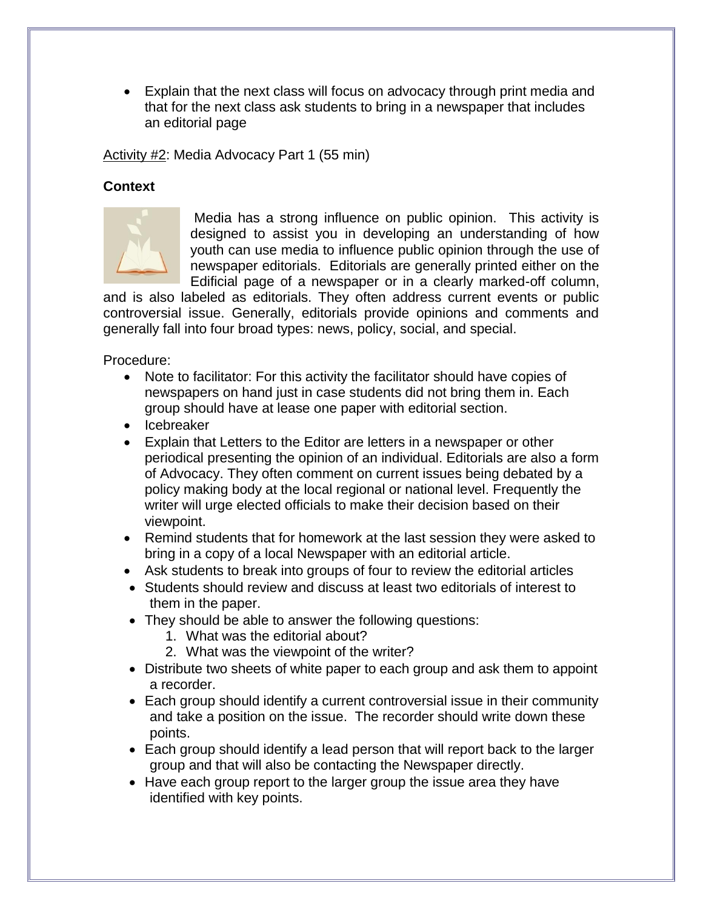- Explain that the next class will focus on advocacy through print media and that for the next class ask students to bring in a newspaper that includes an editorial page

Activity #2: Media Advocacy Part 1 (55 min)

**Context**

Media has a strong influence on public opinion. This activity is designed to assist you in developing an understanding of how youth can use media to influence public opinion through the use of newspaper editorials. Editorials are generally printed either on the Edificial page of a newspaper or in a clearly marked-off column, and is also labeled as editorials. They often address current events or public controversial issue. Generally, editorials provide opinions and comments and generally fall into four broad types: news, policy, social, and special.

Procedure:

- Note to facilitator: For this activity the facilitator should have copies of newspapers on hand just in case students did not bring them in. Each group should have at lease one paper with editorial section.
- Icebreaker
- Explain that Letters to the Editor are letters in a newspaper or other periodical presenting the opinion of an individual. Editorials are also a form of Advocacy. They often comment on current issues being debated by a policy making body at the local regional or national level. Frequently the writer will urge elected officials to make their decision based on their viewpoint.
- Remind students that for homework at the last session they were asked to bring in a copy of a local Newspaper with an editorial article.
- Ask students to break into groups of four to review the editorial articles
- Students should review and discuss at least two editorials of interest to them in the paper.
- They should be able to answer the following questions:
    1. What was the editorial about?
    2. What was the viewpoint of the writer?
- Distribute two sheets of white paper to each group and ask them to appoint a recorder.
- Each group should identify a current controversial issue in their community and take a position on the issue. The recorder should write down these points.
- Each group should identify a lead person that will report back to the larger group and that will also be contacting the Newspaper directly.
- Have each group report to the larger group the issue area they have identified with key points.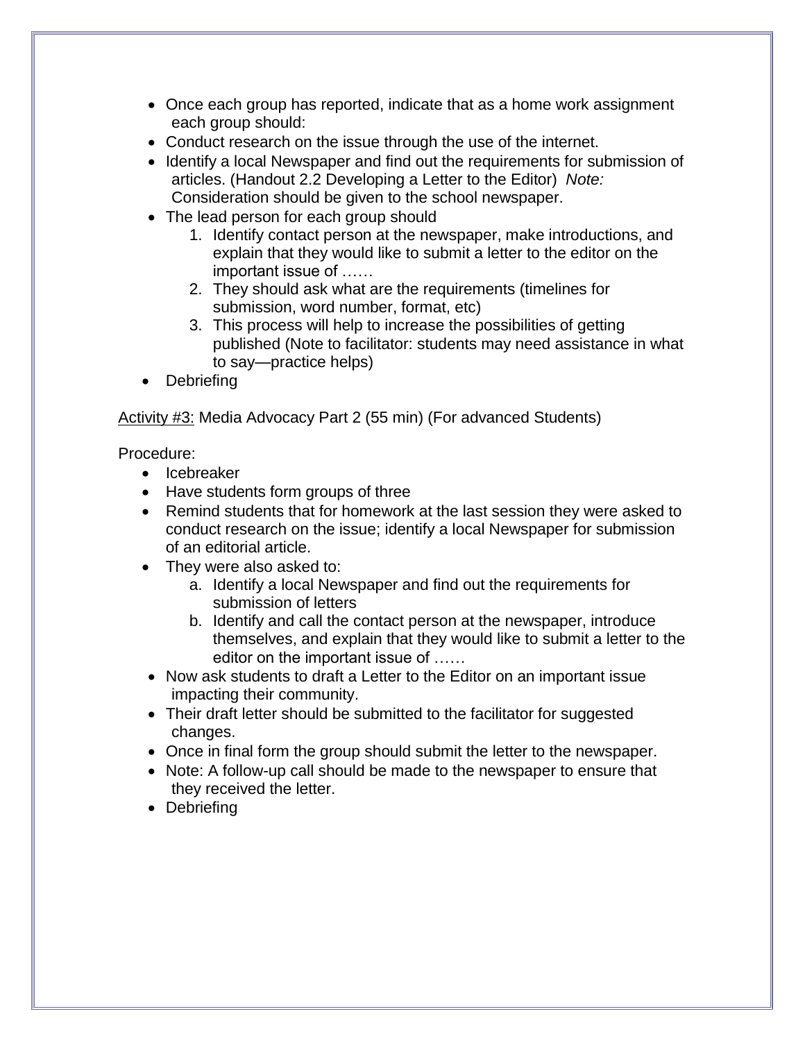- Once each group has reported, indicate that as a home work assignment each group should:
- Conduct research on the issue through the use of the internet.
- Identify a local Newspaper and find out the requirements for submission of articles. (Handout 2.2 Developing a Letter to the Editor) *Note:* Consideration should be given to the school newspaper.
- The lead person for each group should
    1. Identify contact person at the newspaper, make introductions, and explain that they would like to submit a letter to the editor on the important issue of ……
    2. They should ask what are the requirements (timelines for submission, word number, format, etc)
    3. This process will help to increase the possibilities of getting published (Note to facilitator: students may need assistance in what to say—practice helps)
- Debriefing

<u>Activity #3:</u> Media Advocacy Part 2 (55 min) (For advanced Students)

Procedure:

- Icebreaker
- Have students form groups of three
- Remind students that for homework at the last session they were asked to conduct research on the issue; identify a local Newspaper for submission of an editorial article.
- They were also asked to:
    a. Identify a local Newspaper and find out the requirements for submission of letters
    b. Identify and call the contact person at the newspaper, introduce themselves, and explain that they would like to submit a letter to the editor on the important issue of ……
- Now ask students to draft a Letter to the Editor on an important issue impacting their community.
- Their draft letter should be submitted to the facilitator for suggested changes.
- Once in final form the group should submit the letter to the newspaper.
- Note: A follow-up call should be made to the newspaper to ensure that they received the letter.
- Debriefing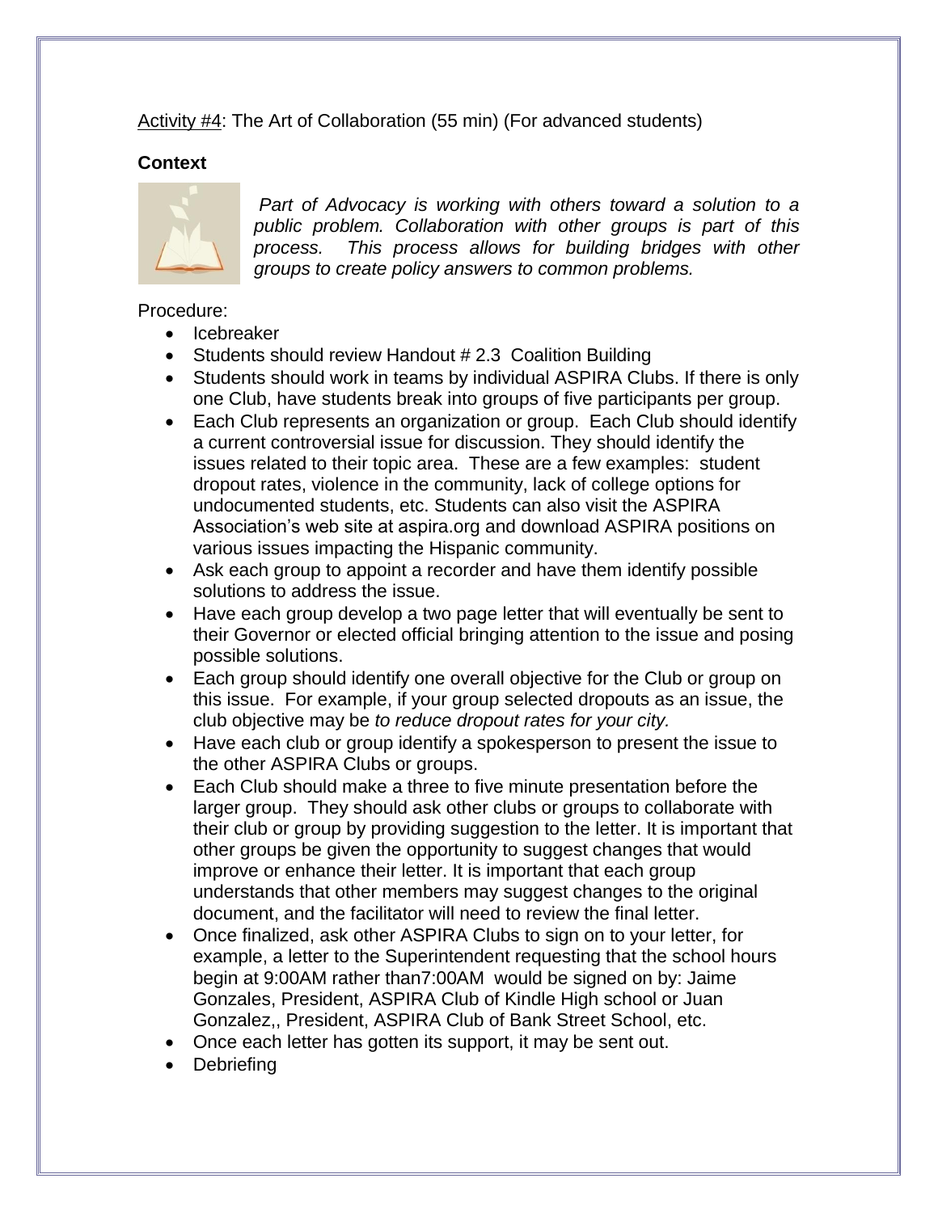<u>Activity #4</u>: The Art of Collaboration (55 min) (For advanced students)

**Context**

*Part of Advocacy is working with others toward a solution to a public problem. Collaboration with other groups is part of this process. This process allows for building bridges with other groups to create policy answers to common problems.*

Procedure:

- Icebreaker
- Students should review Handout # 2.3 Coalition Building
- Students should work in teams by individual ASPIRA Clubs. If there is only one Club, have students break into groups of five participants per group.
- Each Club represents an organization or group. Each Club should identify a current controversial issue for discussion. They should identify the issues related to their topic area. These are a few examples: student dropout rates, violence in the community, lack of college options for undocumented students, etc. Students can also visit the ASPIRA Association's web site at aspira.org and download ASPIRA positions on various issues impacting the Hispanic community.
- Ask each group to appoint a recorder and have them identify possible solutions to address the issue.
- Have each group develop a two page letter that will eventually be sent to their Governor or elected official bringing attention to the issue and posing possible solutions.
- Each group should identify one overall objective for the Club or group on this issue. For example, if your group selected dropouts as an issue, the club objective may be *to reduce dropout rates for your city.*
- Have each club or group identify a spokesperson to present the issue to the other ASPIRA Clubs or groups.
- Each Club should make a three to five minute presentation before the larger group. They should ask other clubs or groups to collaborate with their club or group by providing suggestion to the letter. It is important that other groups be given the opportunity to suggest changes that would improve or enhance their letter. It is important that each group understands that other members may suggest changes to the original document, and the facilitator will need to review the final letter.
- Once finalized, ask other ASPIRA Clubs to sign on to your letter, for example, a letter to the Superintendent requesting that the school hours begin at 9:00AM rather than7:00AM would be signed on by: Jaime Gonzales, President, ASPIRA Club of Kindle High school or Juan Gonzalez,, President, ASPIRA Club of Bank Street School, etc.
- Once each letter has gotten its support, it may be sent out.
- Debriefing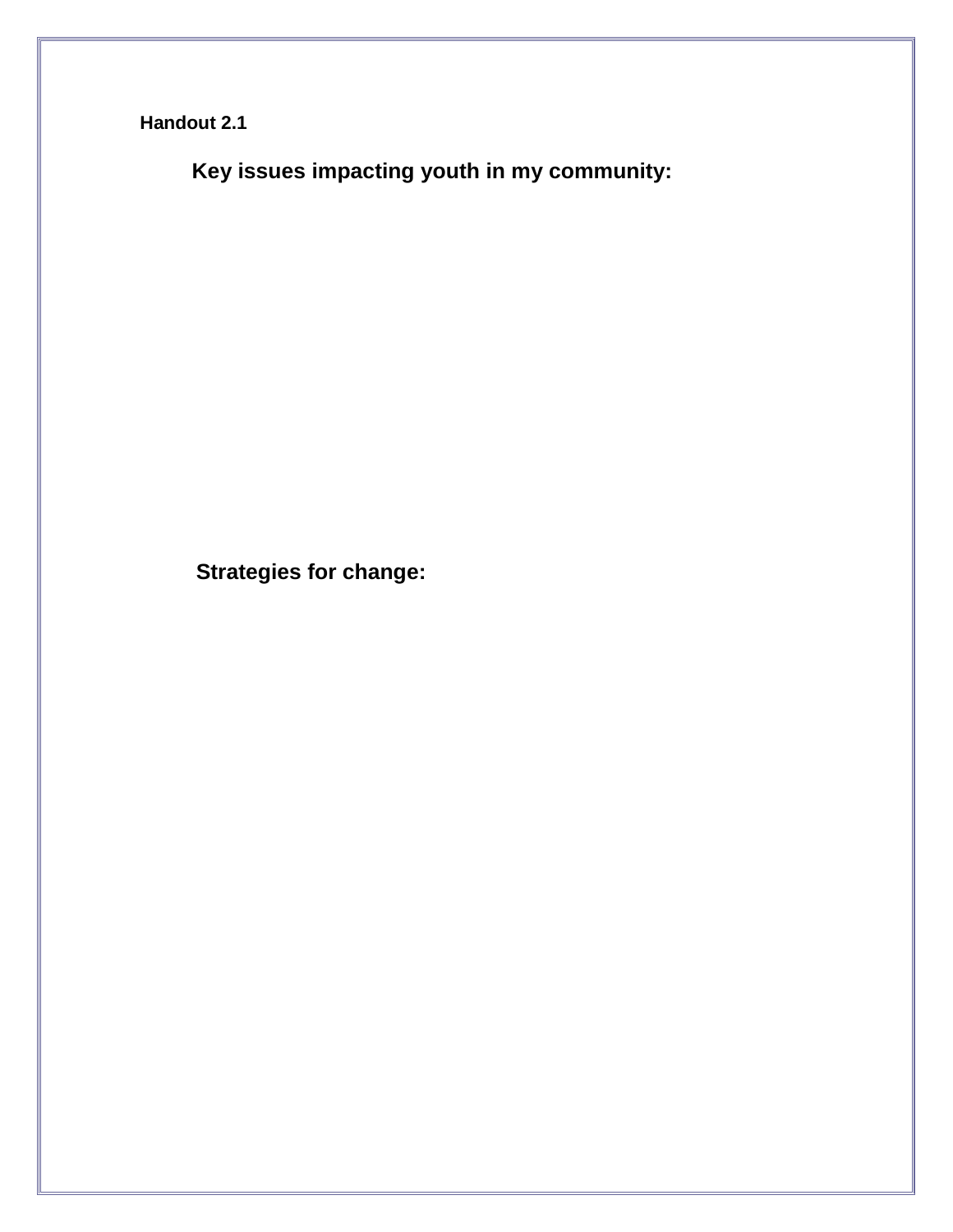**Handout 2.1**

## Key issues impacting youth in my community:

## Strategies for change: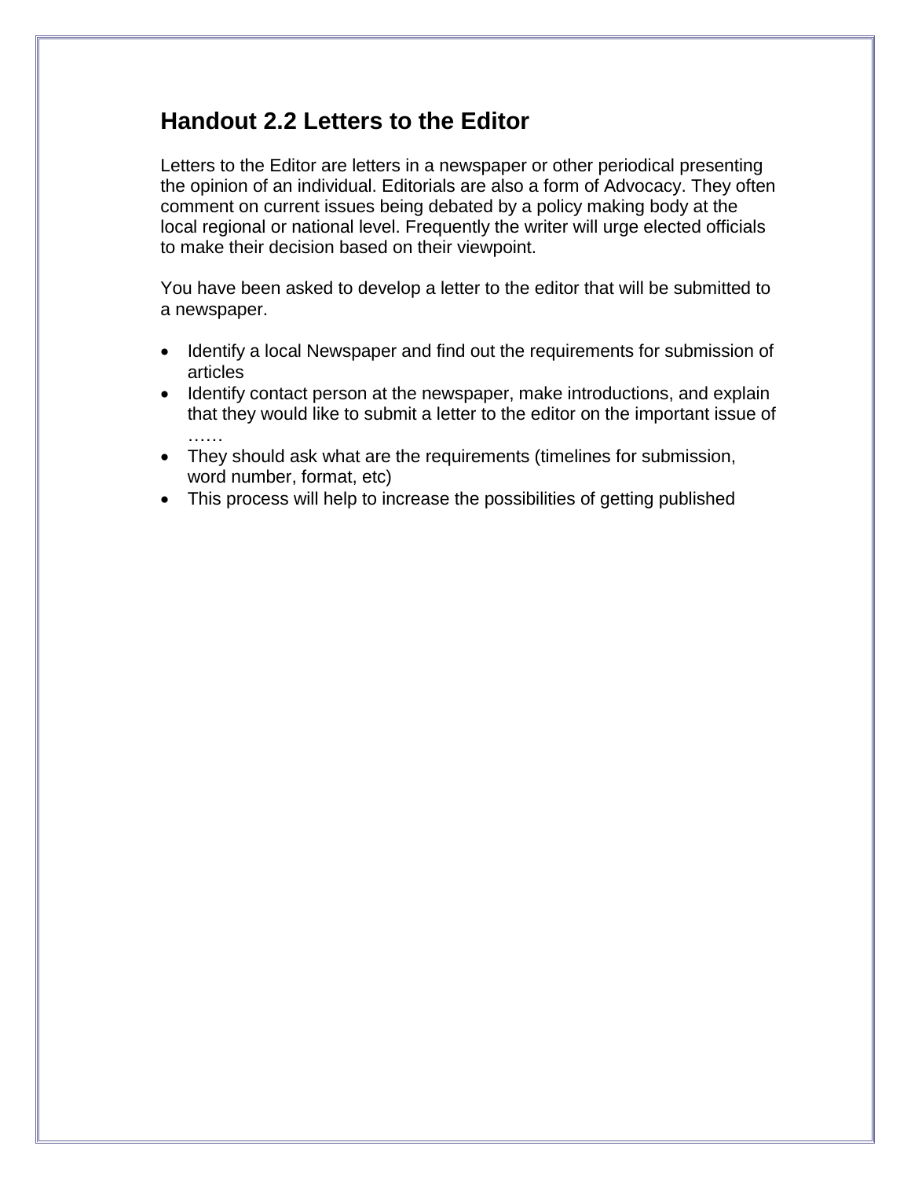## Handout 2.2 Letters to the Editor

Letters to the Editor are letters in a newspaper or other periodical presenting the opinion of an individual. Editorials are also a form of Advocacy. They often comment on current issues being debated by a policy making body at the local regional or national level. Frequently the writer will urge elected officials to make their decision based on their viewpoint.

You have been asked to develop a letter to the editor that will be submitted to a newspaper.

- Identify a local Newspaper and find out the requirements for submission of articles
- Identify contact person at the newspaper, make introductions, and explain that they would like to submit a letter to the editor on the important issue of ……
- They should ask what are the requirements (timelines for submission, word number, format, etc)
- This process will help to increase the possibilities of getting published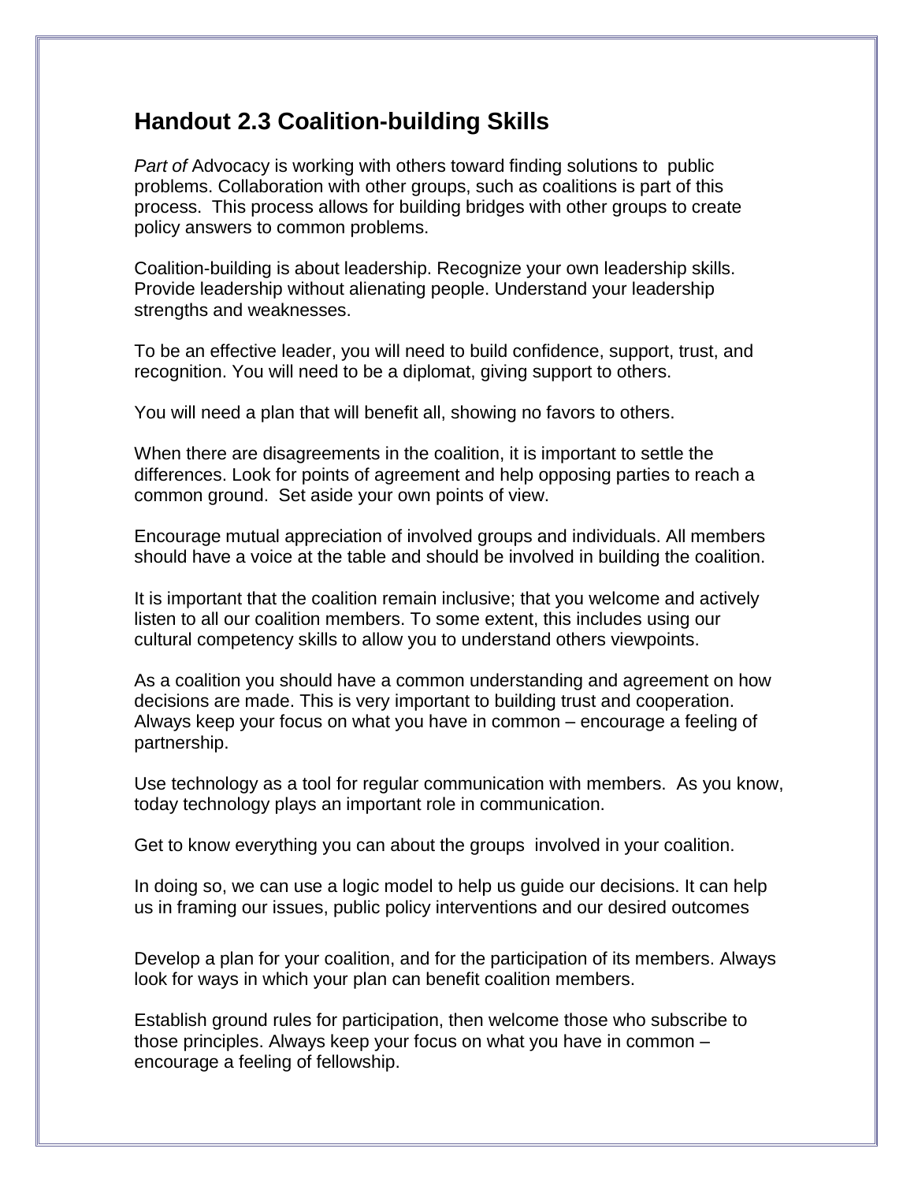## Handout 2.3 Coalition-building Skills

*Part of* Advocacy is working with others toward finding solutions to public problems. Collaboration with other groups, such as coalitions is part of this process. This process allows for building bridges with other groups to create policy answers to common problems.

Coalition-building is about leadership. Recognize your own leadership skills. Provide leadership without alienating people. Understand your leadership strengths and weaknesses.

To be an effective leader, you will need to build confidence, support, trust, and recognition. You will need to be a diplomat, giving support to others.

You will need a plan that will benefit all, showing no favors to others.

When there are disagreements in the coalition, it is important to settle the differences. Look for points of agreement and help opposing parties to reach a common ground. Set aside your own points of view.

Encourage mutual appreciation of involved groups and individuals. All members should have a voice at the table and should be involved in building the coalition.

It is important that the coalition remain inclusive; that you welcome and actively listen to all our coalition members. To some extent, this includes using our cultural competency skills to allow you to understand others viewpoints.

As a coalition you should have a common understanding and agreement on how decisions are made. This is very important to building trust and cooperation. Always keep your focus on what you have in common – encourage a feeling of partnership.

Use technology as a tool for regular communication with members. As you know, today technology plays an important role in communication.

Get to know everything you can about the groups involved in your coalition.

In doing so, we can use a logic model to help us guide our decisions. It can help us in framing our issues, public policy interventions and our desired outcomes

Develop a plan for your coalition, and for the participation of its members. Always look for ways in which your plan can benefit coalition members.

Establish ground rules for participation, then welcome those who subscribe to those principles. Always keep your focus on what you have in common – encourage a feeling of fellowship.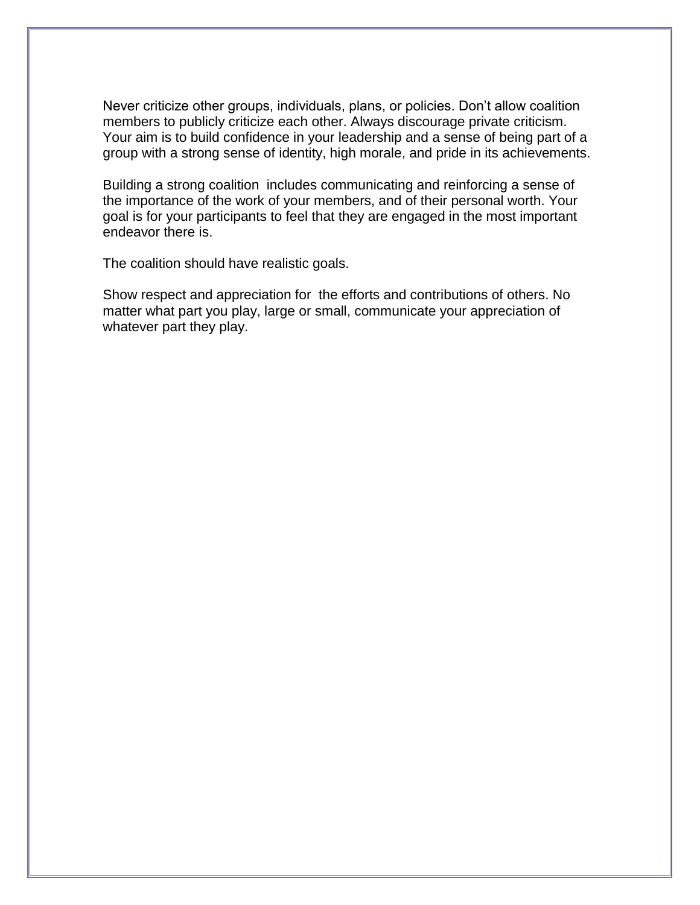Never criticize other groups, individuals, plans, or policies. Don't allow coalition members to publicly criticize each other. Always discourage private criticism. Your aim is to build confidence in your leadership and a sense of being part of a group with a strong sense of identity, high morale, and pride in its achievements.

Building a strong coalition includes communicating and reinforcing a sense of the importance of the work of your members, and of their personal worth. Your goal is for your participants to feel that they are engaged in the most important endeavor there is.

The coalition should have realistic goals.

Show respect and appreciation for the efforts and contributions of others. No matter what part you play, large or small, communicate your appreciation of whatever part they play.